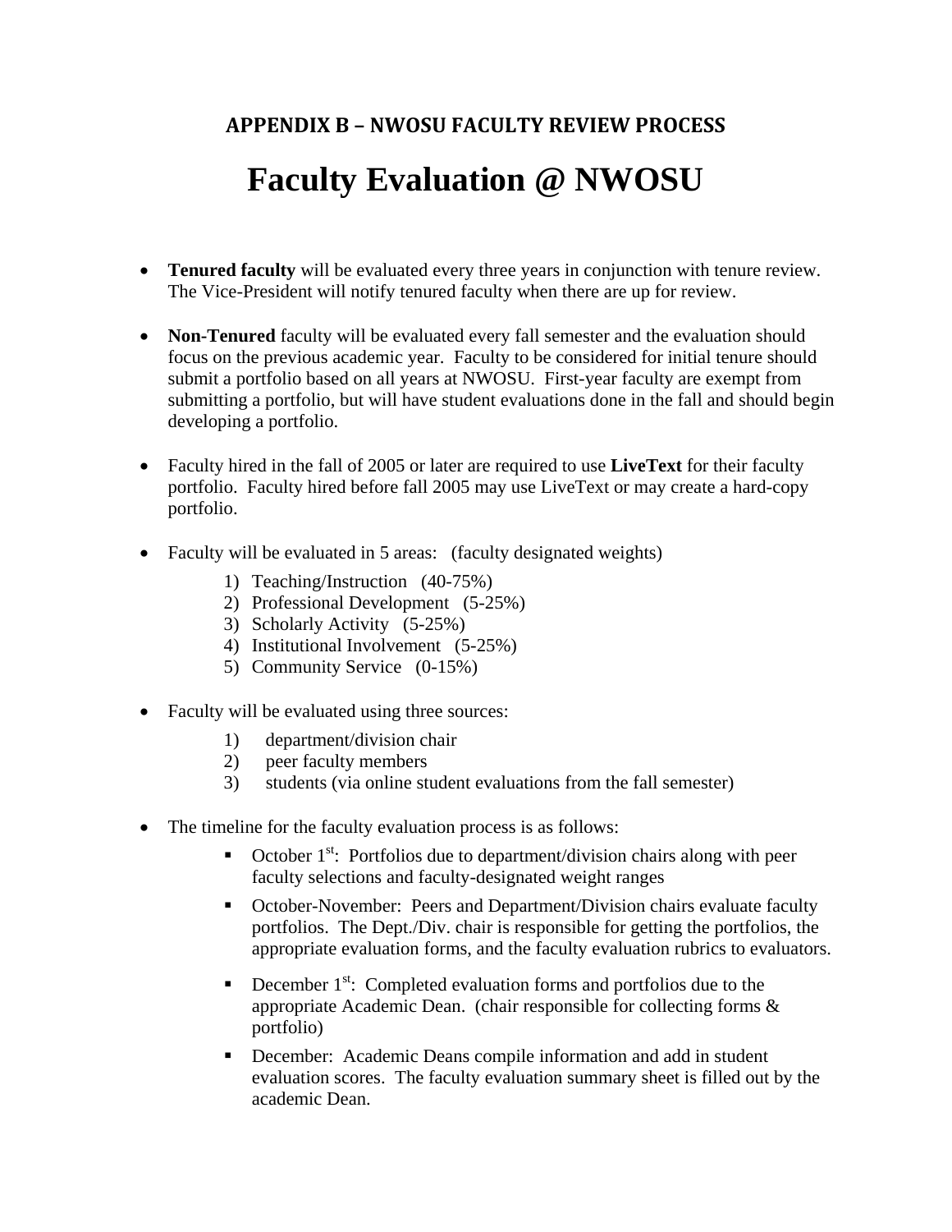## APPENDIX B – NWOSU FACULTY REVIEW PROCESS

# Faculty Evaluation @ NWOSU

- **Tenured faculty** will be evaluated every three years in conjunction with tenure review. The Vice-President will notify tenured faculty when there are up for review.

- **Non-Tenured** faculty will be evaluated every fall semester and the evaluation should focus on the previous academic year. Faculty to be considered for initial tenure should submit a portfolio based on all years at NWOSU. First-year faculty are exempt from submitting a portfolio, but will have student evaluations done in the fall and should begin developing a portfolio.

- Faculty hired in the fall of 2005 or later are required to use **LiveText** for their faculty portfolio. Faculty hired before fall 2005 may use LiveText or may create a hard-copy portfolio.

- Faculty will be evaluated in 5 areas: (faculty designated weights)
  1) Teaching/Instruction (40-75%)
  2) Professional Development (5-25%)
  3) Scholarly Activity (5-25%)
  4) Institutional Involvement (5-25%)
  5) Community Service (0-15%)

- Faculty will be evaluated using three sources:
  1) department/division chair
  2) peer faculty members
  3) students (via online student evaluations from the fall semester)

- The timeline for the faculty evaluation process is as follows:
  - October 1st: Portfolios due to department/division chairs along with peer faculty selections and faculty-designated weight ranges
  - October-November: Peers and Department/Division chairs evaluate faculty portfolios. The Dept./Div. chair is responsible for getting the portfolios, the appropriate evaluation forms, and the faculty evaluation rubrics to evaluators.
  - December 1st: Completed evaluation forms and portfolios due to the appropriate Academic Dean. (chair responsible for collecting forms & portfolio)
  - December: Academic Deans compile information and add in student evaluation scores. The faculty evaluation summary sheet is filled out by the academic Dean.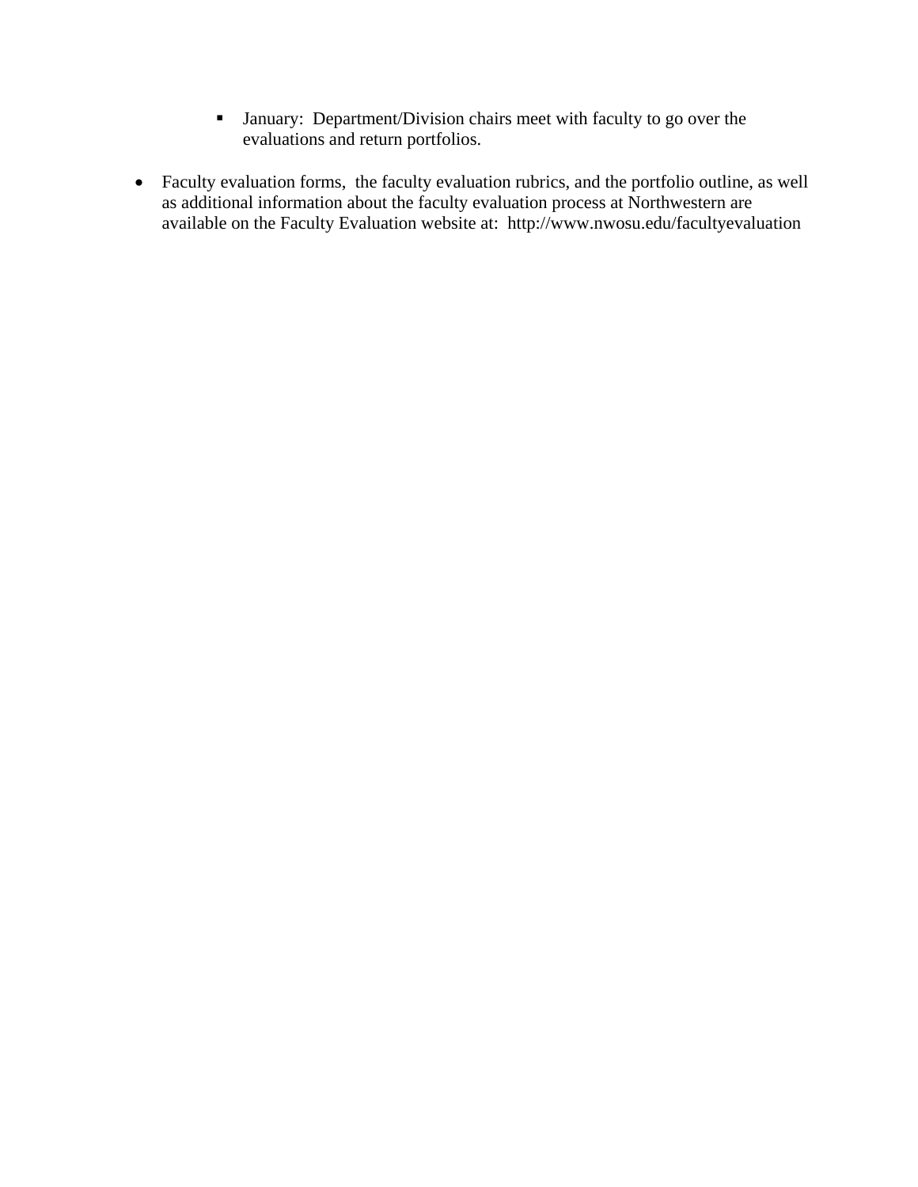- January:  Department/Division chairs meet with faculty to go over the evaluations and return portfolios.

- Faculty evaluation forms,  the faculty evaluation rubrics, and the portfolio outline, as well as additional information about the faculty evaluation process at Northwestern are available on the Faculty Evaluation website at:  http://www.nwosu.edu/facultyevaluation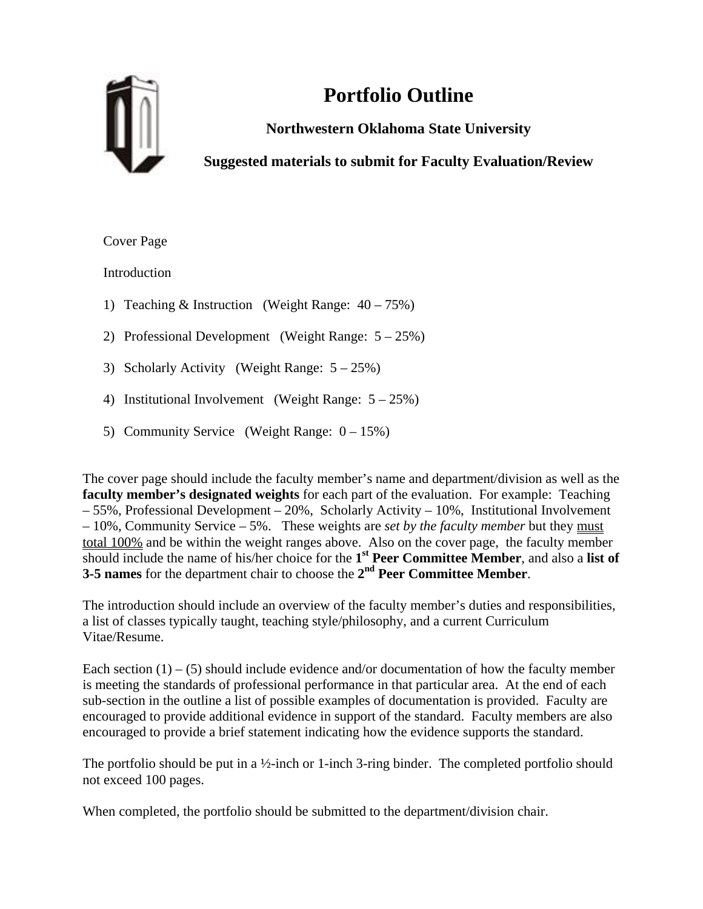# Portfolio Outline

**Northwestern Oklahoma State University**

**Suggested materials to submit for Faculty Evaluation/Review**

Cover Page

Introduction

1) Teaching & Instruction (Weight Range: 40 – 75%)
2) Professional Development (Weight Range: 5 – 25%)
3) Scholarly Activity (Weight Range: 5 – 25%)
4) Institutional Involvement (Weight Range: 5 – 25%)
5) Community Service (Weight Range: 0 – 15%)

The cover page should include the faculty member's name and department/division as well as the **faculty member's designated weights** for each part of the evaluation. For example: Teaching – 55%, Professional Development – 20%, Scholarly Activity – 10%, Institutional Involvement – 10%, Community Service – 5%. These weights are *set by the faculty member* but they <u>must total 100%</u> and be within the weight ranges above. Also on the cover page, the faculty member should include the name of his/her choice for the **1st Peer Committee Member**, and also a **list of 3-5 names** for the department chair to choose the **2nd Peer Committee Member**.

The introduction should include an overview of the faculty member's duties and responsibilities, a list of classes typically taught, teaching style/philosophy, and a current Curriculum Vitae/Resume.

Each section (1) – (5) should include evidence and/or documentation of how the faculty member is meeting the standards of professional performance in that particular area. At the end of each sub-section in the outline a list of possible examples of documentation is provided. Faculty are encouraged to provide additional evidence in support of the standard. Faculty members are also encouraged to provide a brief statement indicating how the evidence supports the standard.

The portfolio should be put in a ½-inch or 1-inch 3-ring binder. The completed portfolio should not exceed 100 pages.

When completed, the portfolio should be submitted to the department/division chair.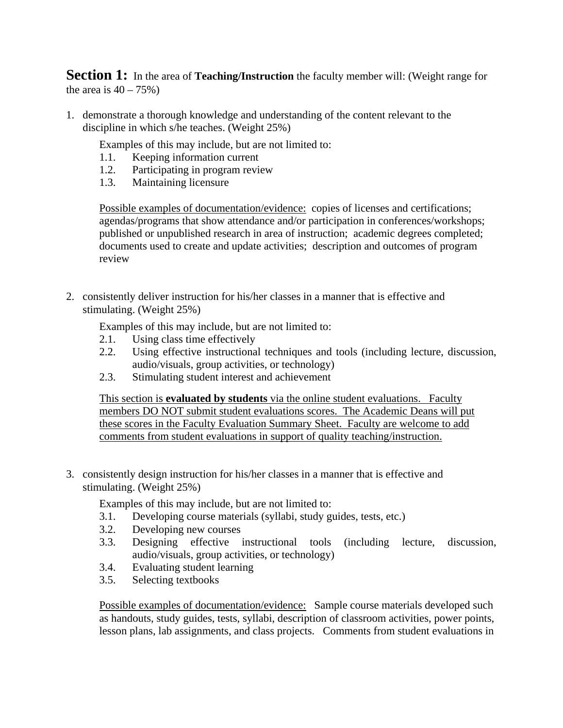**Section 1:** In the area of **Teaching/Instruction** the faculty member will: (Weight range for the area is 40 – 75%)

1. demonstrate a thorough knowledge and understanding of the content relevant to the discipline in which s/he teaches. (Weight 25%)

   Examples of this may include, but are not limited to:
   - 1.1. Keeping information current
   - 1.2. Participating in program review
   - 1.3. Maintaining licensure

   <u>Possible examples of documentation/evidence:</u> copies of licenses and certifications; agendas/programs that show attendance and/or participation in conferences/workshops; published or unpublished research in area of instruction; academic degrees completed; documents used to create and update activities; description and outcomes of program review

2. consistently deliver instruction for his/her classes in a manner that is effective and stimulating. (Weight 25%)

   Examples of this may include, but are not limited to:
   - 2.1. Using class time effectively
   - 2.2. Using effective instructional techniques and tools (including lecture, discussion, audio/visuals, group activities, or technology)
   - 2.3. Stimulating student interest and achievement

   <u>This section is **evaluated by students** via the online student evaluations. Faculty members DO NOT submit student evaluations scores. The Academic Deans will put these scores in the Faculty Evaluation Summary Sheet. Faculty are welcome to add comments from student evaluations in support of quality teaching/instruction.</u>

3. consistently design instruction for his/her classes in a manner that is effective and stimulating. (Weight 25%)

   Examples of this may include, but are not limited to:
   - 3.1. Developing course materials (syllabi, study guides, tests, etc.)
   - 3.2. Developing new courses
   - 3.3. Designing effective instructional tools (including lecture, discussion, audio/visuals, group activities, or technology)
   - 3.4. Evaluating student learning
   - 3.5. Selecting textbooks

   <u>Possible examples of documentation/evidence:</u> Sample course materials developed such as handouts, study guides, tests, syllabi, description of classroom activities, power points, lesson plans, lab assignments, and class projects. Comments from student evaluations in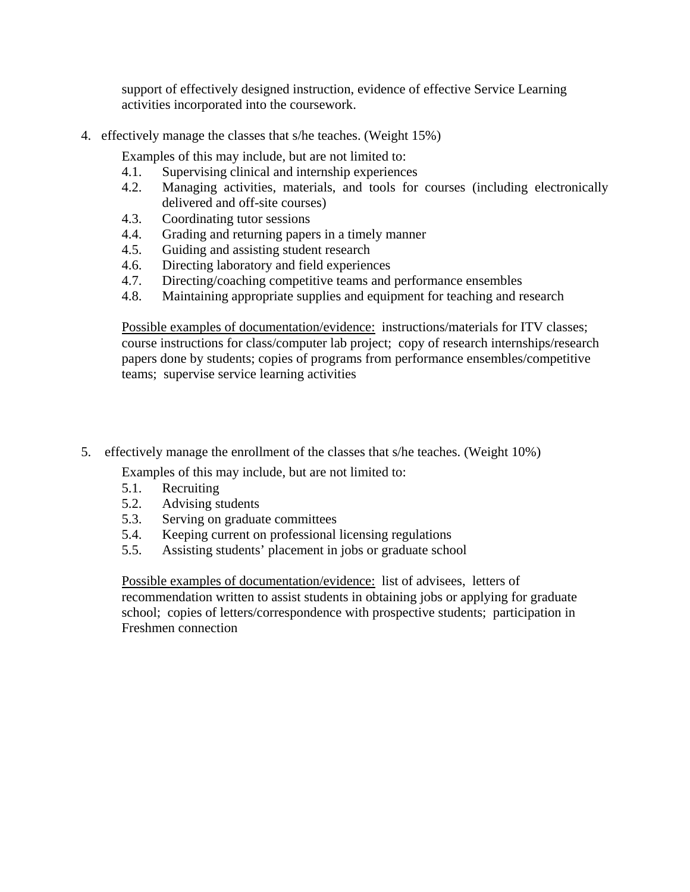support of effectively designed instruction, evidence of effective Service Learning activities incorporated into the coursework.

4. effectively manage the classes that s/he teaches. (Weight 15%)

   Examples of this may include, but are not limited to:

   4.1. Supervising clinical and internship experiences
   4.2. Managing activities, materials, and tools for courses (including electronically delivered and off-site courses)
   4.3. Coordinating tutor sessions
   4.4. Grading and returning papers in a timely manner
   4.5. Guiding and assisting student research
   4.6. Directing laboratory and field experiences
   4.7. Directing/coaching competitive teams and performance ensembles
   4.8. Maintaining appropriate supplies and equipment for teaching and research

   <u>Possible examples of documentation/evidence:</u> instructions/materials for ITV classes; course instructions for class/computer lab project; copy of research internships/research papers done by students; copies of programs from performance ensembles/competitive teams; supervise service learning activities

5. effectively manage the enrollment of the classes that s/he teaches. (Weight 10%)

   Examples of this may include, but are not limited to:

   5.1. Recruiting
   5.2. Advising students
   5.3. Serving on graduate committees
   5.4. Keeping current on professional licensing regulations
   5.5. Assisting students' placement in jobs or graduate school

   <u>Possible examples of documentation/evidence:</u> list of advisees, letters of recommendation written to assist students in obtaining jobs or applying for graduate school; copies of letters/correspondence with prospective students; participation in Freshmen connection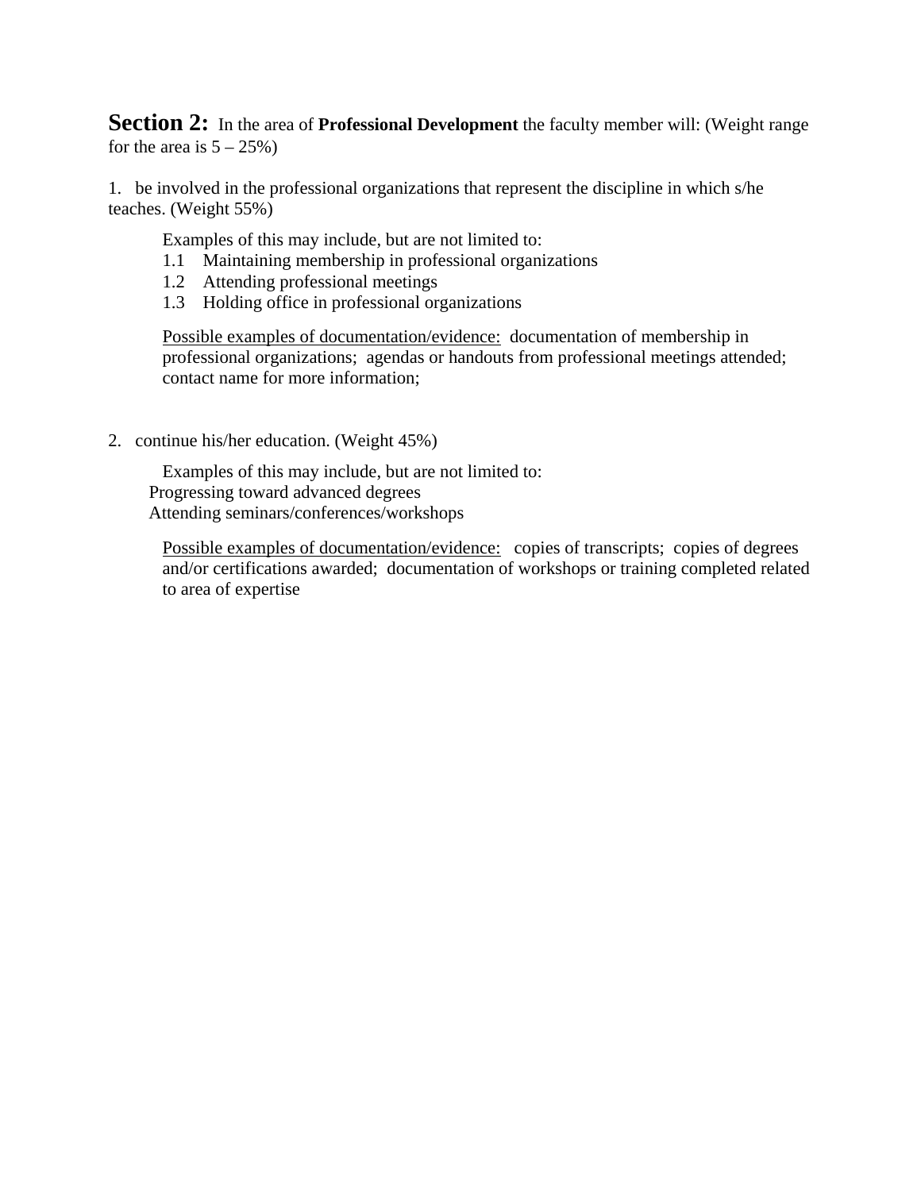**Section 2:** In the area of **Professional Development** the faculty member will: (Weight range for the area is 5 – 25%)

1. be involved in the professional organizations that represent the discipline in which s/he teaches. (Weight 55%)

   Examples of this may include, but are not limited to:
   - 1.1 Maintaining membership in professional organizations
   - 1.2 Attending professional meetings
   - 1.3 Holding office in professional organizations

   <u>Possible examples of documentation/evidence:</u> documentation of membership in professional organizations; agendas or handouts from professional meetings attended; contact name for more information;

2. continue his/her education. (Weight 45%)

   Examples of this may include, but are not limited to:
   - Progressing toward advanced degrees
   - Attending seminars/conferences/workshops

   <u>Possible examples of documentation/evidence:</u> copies of transcripts; copies of degrees and/or certifications awarded; documentation of workshops or training completed related to area of expertise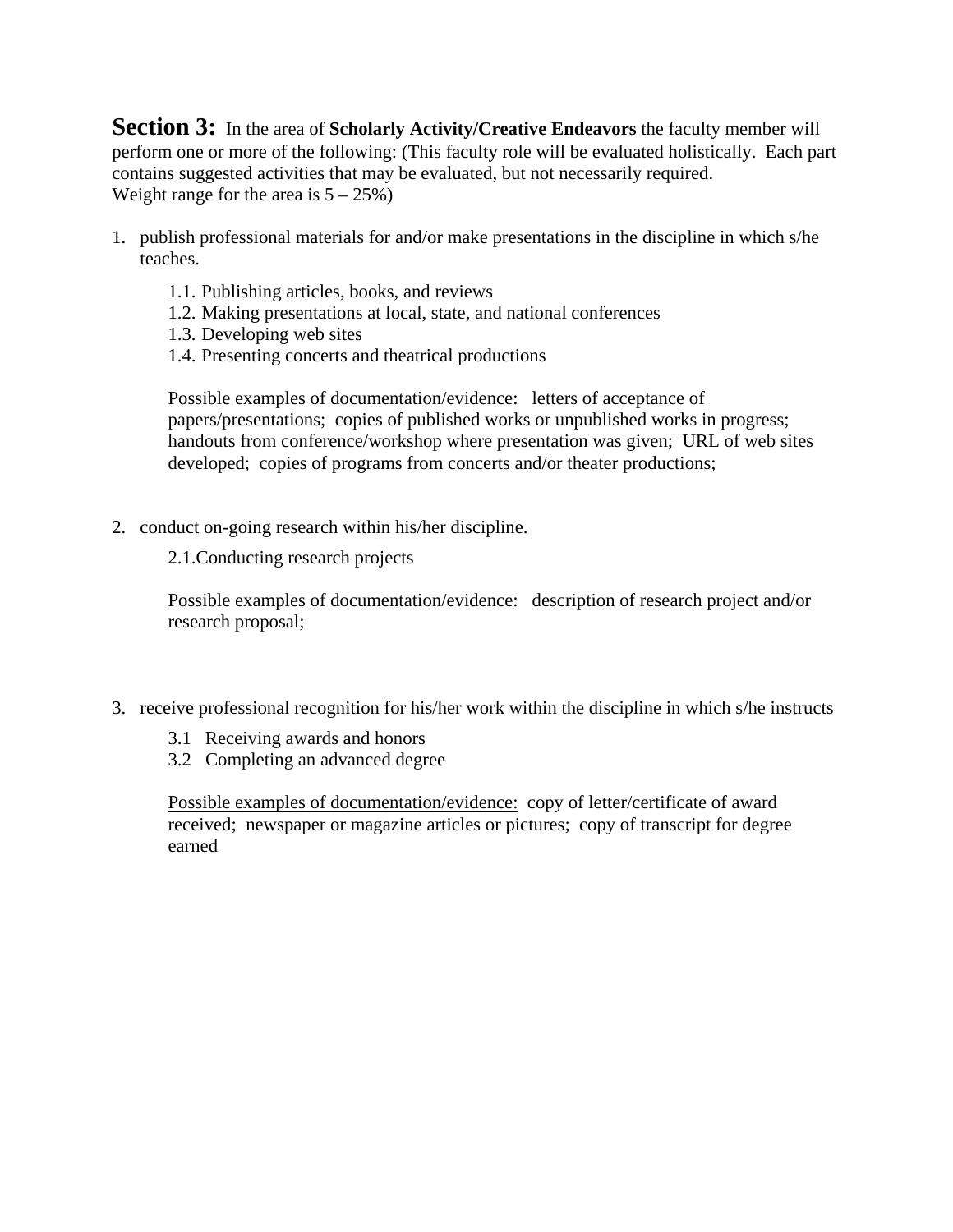**Section 3:** In the area of **Scholarly Activity/Creative Endeavors** the faculty member will perform one or more of the following: (This faculty role will be evaluated holistically. Each part contains suggested activities that may be evaluated, but not necessarily required.
Weight range for the area is 5 – 25%)

1. publish professional materials for and/or make presentations in the discipline in which s/he teaches.

   1.1. Publishing articles, books, and reviews
   1.2. Making presentations at local, state, and national conferences
   1.3. Developing web sites
   1.4. Presenting concerts and theatrical productions

   Possible examples of documentation/evidence: letters of acceptance of papers/presentations; copies of published works or unpublished works in progress; handouts from conference/workshop where presentation was given; URL of web sites developed; copies of programs from concerts and/or theater productions;

2. conduct on-going research within his/her discipline.

   2.1.Conducting research projects

   Possible examples of documentation/evidence: description of research project and/or research proposal;

3. receive professional recognition for his/her work within the discipline in which s/he instructs

   3.1 Receiving awards and honors
   3.2 Completing an advanced degree

   Possible examples of documentation/evidence: copy of letter/certificate of award received; newspaper or magazine articles or pictures; copy of transcript for degree earned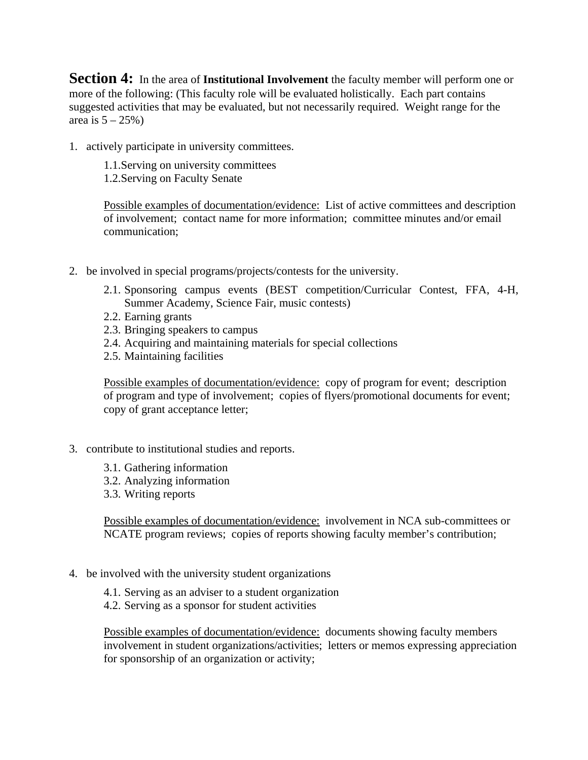**Section 4:** In the area of **Institutional Involvement** the faculty member will perform one or more of the following: (This faculty role will be evaluated holistically. Each part contains suggested activities that may be evaluated, but not necessarily required. Weight range for the area is 5 – 25%)

1. actively participate in university committees.

    1.1. Serving on university committees
    1.2. Serving on Faculty Senate

    Possible examples of documentation/evidence: List of active committees and description of involvement; contact name for more information; committee minutes and/or email communication;

2. be involved in special programs/projects/contests for the university.

    2.1. Sponsoring campus events (BEST competition/Curricular Contest, FFA, 4-H, Summer Academy, Science Fair, music contests)
    2.2. Earning grants
    2.3. Bringing speakers to campus
    2.4. Acquiring and maintaining materials for special collections
    2.5. Maintaining facilities

    Possible examples of documentation/evidence: copy of program for event; description of program and type of involvement; copies of flyers/promotional documents for event; copy of grant acceptance letter;

3. contribute to institutional studies and reports.

    3.1. Gathering information
    3.2. Analyzing information
    3.3. Writing reports

    Possible examples of documentation/evidence: involvement in NCA sub-committees or NCATE program reviews; copies of reports showing faculty member's contribution;

4. be involved with the university student organizations

    4.1. Serving as an adviser to a student organization
    4.2. Serving as a sponsor for student activities

    Possible examples of documentation/evidence: documents showing faculty members involvement in student organizations/activities; letters or memos expressing appreciation for sponsorship of an organization or activity;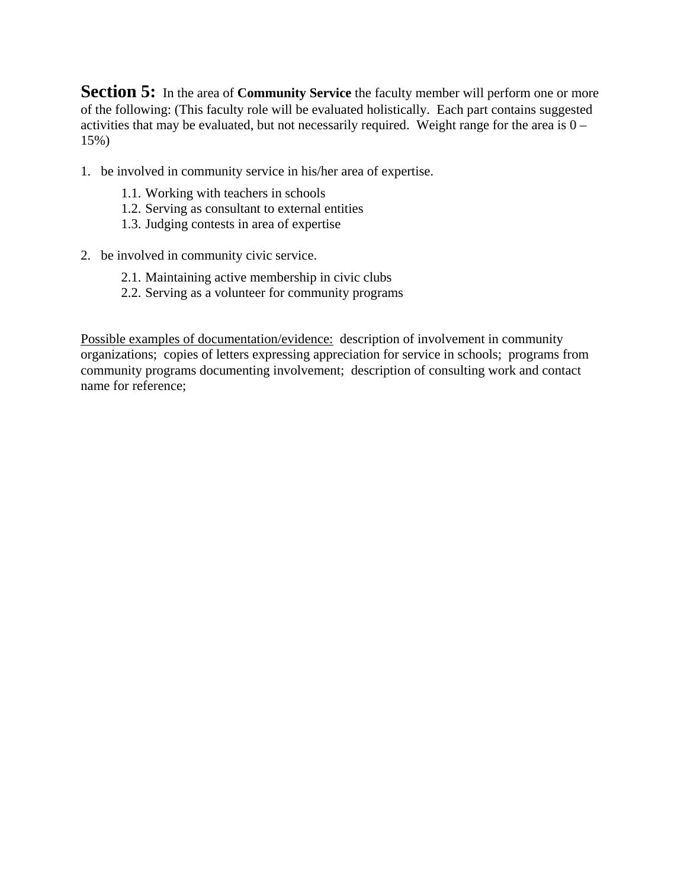**Section 5:** In the area of **Community Service** the faculty member will perform one or more of the following: (This faculty role will be evaluated holistically. Each part contains suggested activities that may be evaluated, but not necessarily required. Weight range for the area is 0 – 15%)

1. be involved in community service in his/her area of expertise.
   - 1.1. Working with teachers in schools
   - 1.2. Serving as consultant to external entities
   - 1.3. Judging contests in area of expertise

2. be involved in community civic service.
   - 2.1. Maintaining active membership in civic clubs
   - 2.2. Serving as a volunteer for community programs

<u>Possible examples of documentation/evidence:</u> description of involvement in community organizations; copies of letters expressing appreciation for service in schools; programs from community programs documenting involvement; description of consulting work and contact name for reference;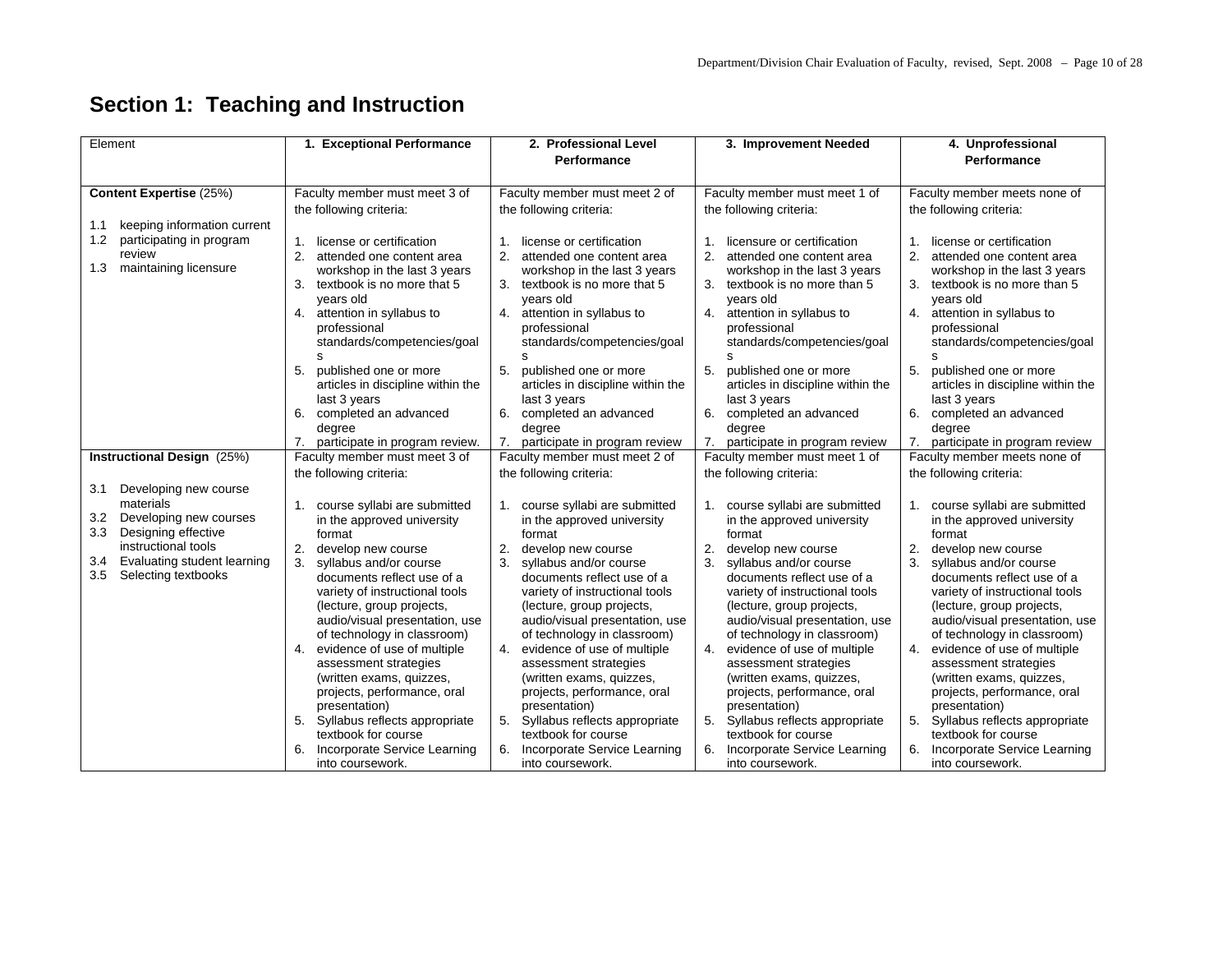## Section 1: Teaching and Instruction

| Element | 1. Exceptional Performance | 2. Professional Level Performance | 3. Improvement Needed | 4. Unprofessional Performance |
|---|---|---|---|---|
| **Content Expertise** (25%)<br><br>1.1 keeping information current<br>1.2 participating in program review<br>1.3 maintaining licensure | Faculty member must meet 3 of the following criteria:<br><br>1. license or certification<br>2. attended one content area workshop in the last 3 years<br>3. textbook is no more that 5 years old<br>4. attention in syllabus to professional standards/competencies/goals<br>5. published one or more articles in discipline within the last 3 years<br>6. completed an advanced degree<br>7. participate in program review. | Faculty member must meet 2 of the following criteria:<br><br>1. license or certification<br>2. attended one content area workshop in the last 3 years<br>3. textbook is no more that 5 years old<br>4. attention in syllabus to professional standards/competencies/goals<br>5. published one or more articles in discipline within the last 3 years<br>6. completed an advanced degree<br>7. participate in program review | Faculty member must meet 1 of the following criteria:<br><br>1. licensure or certification<br>2. attended one content area workshop in the last 3 years<br>3. textbook is no more than 5 years old<br>4. attention in syllabus to professional standards/competencies/goals<br>5. published one or more articles in discipline within the last 3 years<br>6. completed an advanced degree<br>7. participate in program review | Faculty member meets none of the following criteria:<br><br>1. license or certification<br>2. attended one content area workshop in the last 3 years<br>3. textbook is no more than 5 years old<br>4. attention in syllabus to professional standards/competencies/goals<br>5. published one or more articles in discipline within the last 3 years<br>6. completed an advanced degree<br>7. participate in program review |
| **Instructional Design** (25%)<br><br>3.1 Developing new course materials<br>3.2 Developing new courses<br>3.3 Designing effective instructional tools<br>3.4 Evaluating student learning<br>3.5 Selecting textbooks | Faculty member must meet 3 of the following criteria:<br><br>1. course syllabi are submitted in the approved university format<br>2. develop new course<br>3. syllabus and/or course documents reflect use of a variety of instructional tools (lecture, group projects, audio/visual presentation, use of technology in classroom)<br>4. evidence of use of multiple assessment strategies (written exams, quizzes, projects, performance, oral presentation)<br>5. Syllabus reflects appropriate textbook for course<br>6. Incorporate Service Learning into coursework. | Faculty member must meet 2 of the following criteria:<br><br>1. course syllabi are submitted in the approved university format<br>2. develop new course<br>3. syllabus and/or course documents reflect use of a variety of instructional tools (lecture, group projects, audio/visual presentation, use of technology in classroom)<br>4. evidence of use of multiple assessment strategies (written exams, quizzes, projects, performance, oral presentation)<br>5. Syllabus reflects appropriate textbook for course<br>6. Incorporate Service Learning into coursework. | Faculty member must meet 1 of the following criteria:<br><br>1. course syllabi are submitted in the approved university format<br>2. develop new course<br>3. syllabus and/or course documents reflect use of a variety of instructional tools (lecture, group projects, audio/visual presentation, use of technology in classroom)<br>4. evidence of use of multiple assessment strategies (written exams, quizzes, projects, performance, oral presentation)<br>5. Syllabus reflects appropriate textbook for course<br>6. Incorporate Service Learning into coursework. | Faculty member meets none of the following criteria:<br><br>1. course syllabi are submitted in the approved university format<br>2. develop new course<br>3. syllabus and/or course documents reflect use of a variety of instructional tools (lecture, group projects, audio/visual presentation, use of technology in classroom)<br>4. evidence of use of multiple assessment strategies (written exams, quizzes, projects, performance, oral presentation)<br>5. Syllabus reflects appropriate textbook for course<br>6. Incorporate Service Learning into coursework. |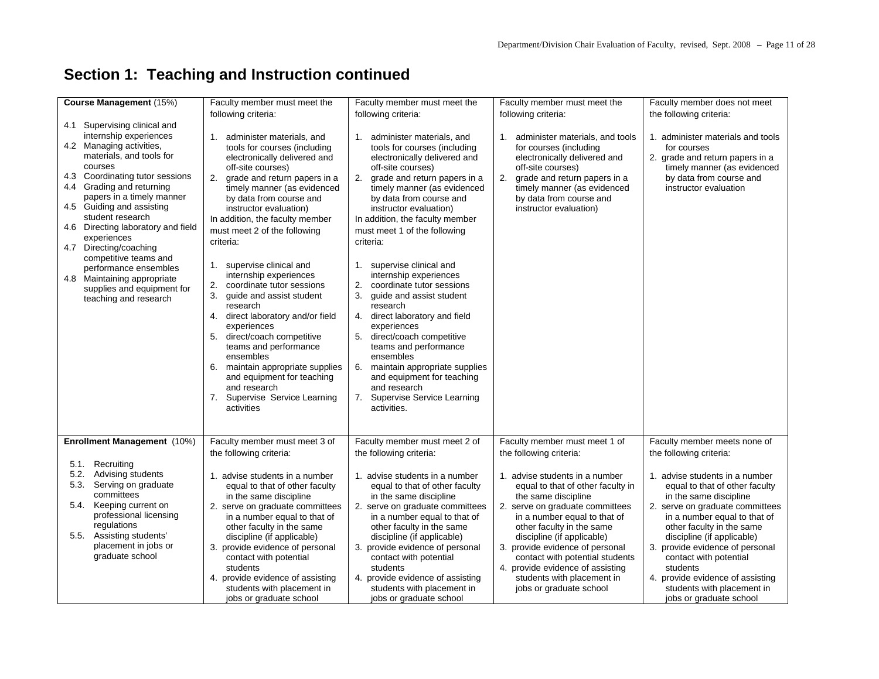## Section 1: Teaching and Instruction continued

| | | | | |
|---|---|---|---|---|
| **Course Management** (15%)<br><br>4.1 Supervising clinical and internship experiences<br>4.2 Managing activities, materials, and tools for courses<br>4.3 Coordinating tutor sessions<br>4.4 Grading and returning papers in a timely manner<br>4.5 Guiding and assisting student research<br>4.6 Directing laboratory and field experiences<br>4.7 Directing/coaching competitive teams and performance ensembles<br>4.8 Maintaining appropriate supplies and equipment for teaching and research | Faculty member must meet the following criteria:<br><br>1. administer materials, and tools for courses (including electronically delivered and off-site courses)<br>2. grade and return papers in a timely manner (as evidenced by data from course and instructor evaluation)<br>In addition, the faculty member must meet 2 of the following criteria:<br><br>1. supervise clinical and internship experiences<br>2. coordinate tutor sessions<br>3. guide and assist student research<br>4. direct laboratory and/or field experiences<br>5. direct/coach competitive teams and performance ensembles<br>6. maintain appropriate supplies and equipment for teaching and research<br>7. Supervise Service Learning activities | Faculty member must meet the following criteria:<br><br>1. administer materials, and tools for courses (including electronically delivered and off-site courses)<br>2. grade and return papers in a timely manner (as evidenced by data from course and instructor evaluation)<br>In addition, the faculty member must meet 1 of the following criteria:<br><br>1. supervise clinical and internship experiences<br>2. coordinate tutor sessions<br>3. guide and assist student research<br>4. direct laboratory and field experiences<br>5. direct/coach competitive teams and performance ensembles<br>6. maintain appropriate supplies and equipment for teaching and research<br>7. Supervise Service Learning activities. | Faculty member must meet the following criteria:<br><br>1. administer materials, and tools for courses (including electronically delivered and off-site courses)<br>2. grade and return papers in a timely manner (as evidenced by data from course and instructor evaluation) | Faculty member does not meet the following criteria:<br><br>1. administer materials and tools for courses<br>2. grade and return papers in a timely manner (as evidenced by data from course and instructor evaluation |
| **Enrollment Management** (10%)<br><br>5.1. Recruiting<br>5.2. Advising students<br>5.3. Serving on graduate committees<br>5.4. Keeping current on professional licensing regulations<br>5.5. Assisting students' placement in jobs or graduate school | Faculty member must meet 3 of the following criteria:<br><br>1. advise students in a number equal to that of other faculty in the same discipline<br>2. serve on graduate committees in a number equal to that of other faculty in the same discipline (if applicable)<br>3. provide evidence of personal contact with potential students<br>4. provide evidence of assisting students with placement in jobs or graduate school | Faculty member must meet 2 of the following criteria:<br><br>1. advise students in a number equal to that of other faculty in the same discipline<br>2. serve on graduate committees in a number equal to that of other faculty in the same discipline (if applicable)<br>3. provide evidence of personal contact with potential students<br>4. provide evidence of assisting students with placement in jobs or graduate school | Faculty member must meet 1 of the following criteria:<br><br>1. advise students in a number equal to that of other faculty in the same discipline<br>2. serve on graduate committees in a number equal to that of other faculty in the same discipline (if applicable)<br>3. provide evidence of personal contact with potential students<br>4. provide evidence of assisting students with placement in jobs or graduate school | Faculty member meets none of the following criteria:<br><br>1. advise students in a number equal to that of other faculty in the same discipline<br>2. serve on graduate committees in a number equal to that of other faculty in the same discipline (if applicable)<br>3. provide evidence of personal contact with potential students<br>4. provide evidence of assisting students with placement in jobs or graduate school |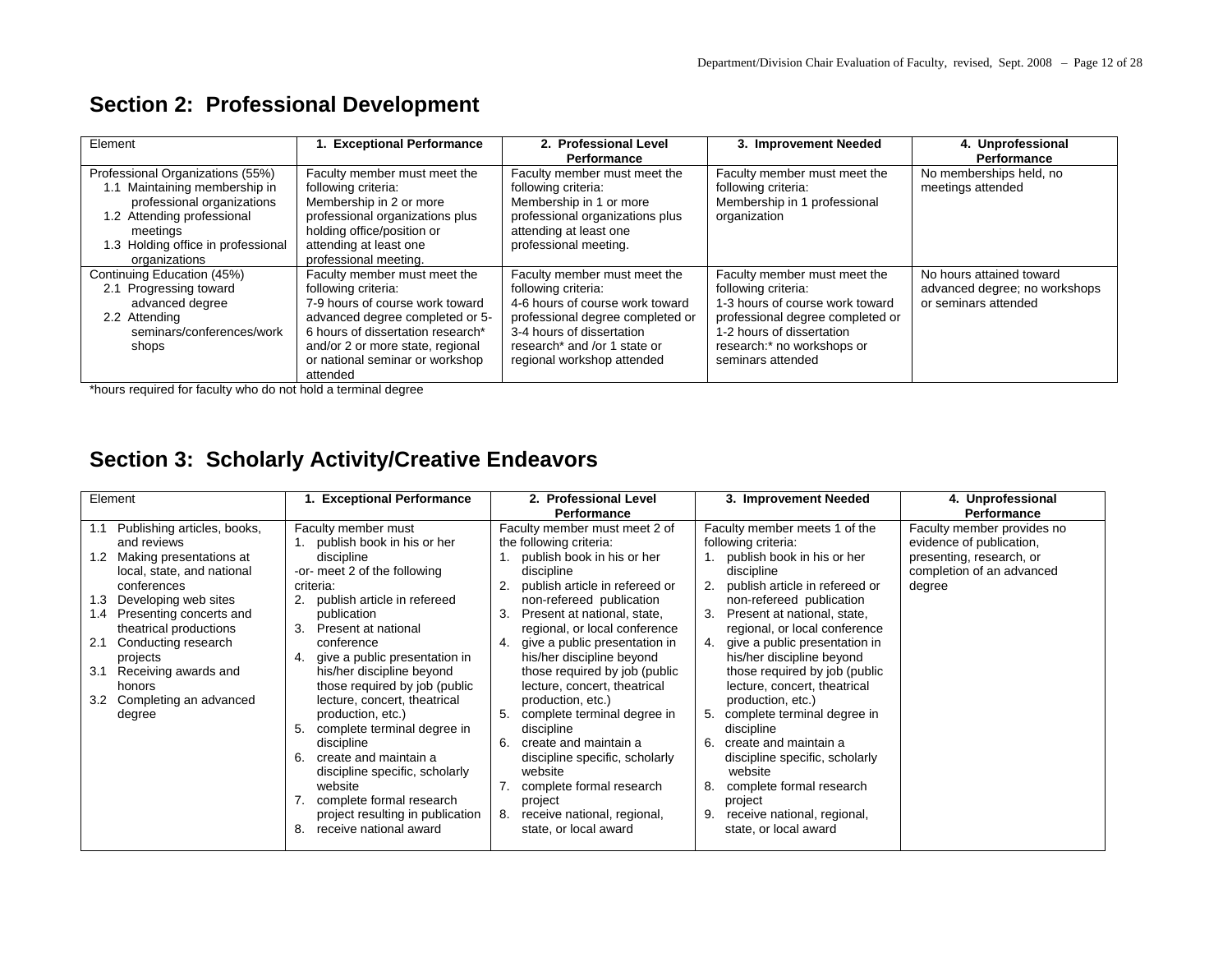## Section 2: Professional Development

| Element | 1. Exceptional Performance | 2. Professional Level Performance | 3. Improvement Needed | 4. Unprofessional Performance |
|---|---|---|---|---|
| Professional Organizations (55%)<br>1.1 Maintaining membership in professional organizations<br>1.2 Attending professional meetings<br>1.3 Holding office in professional organizations | Faculty member must meet the following criteria:<br>Membership in 2 or more professional organizations plus holding office/position or attending at least one professional meeting. | Faculty member must meet the following criteria:<br>Membership in 1 or more professional organizations plus attending at least one professional meeting. | Faculty member must meet the following criteria:<br>Membership in 1 professional organization | No memberships held, no meetings attended |
| Continuing Education (45%)<br>2.1 Progressing toward advanced degree<br>2.2 Attending seminars/conferences/workshops | Faculty member must meet the following criteria:<br>7-9 hours of course work toward advanced degree completed or 5-6 hours of dissertation research* and/or 2 or more state, regional or national seminar or workshop attended | Faculty member must meet the following criteria:<br>4-6 hours of course work toward professional degree completed or 3-4 hours of dissertation research* and /or 1 state or regional workshop attended | Faculty member must meet the following criteria:<br>1-3 hours of course work toward professional degree completed or 1-2 hours of dissertation research:* no workshops or seminars attended | No hours attained toward advanced degree; no workshops or seminars attended |

*hours required for faculty who do not hold a terminal degree

## Section 3: Scholarly Activity/Creative Endeavors

| Element | 1. Exceptional Performance | 2. Professional Level Performance | 3. Improvement Needed | 4. Unprofessional Performance |
|---|---|---|---|---|
| 1.1 Publishing articles, books, and reviews<br>1.2 Making presentations at local, state, and national conferences<br>1.3 Developing web sites<br>1.4 Presenting concerts and theatrical productions<br>2.1 Conducting research projects<br>3.1 Receiving awards and honors<br>3.2 Completing an advanced degree | Faculty member must<br>1. publish book in his or her discipline<br>-or- meet 2 of the following criteria:<br>2. publish article in refereed publication<br>3. Present at national conference<br>4. give a public presentation in his/her discipline beyond those required by job (public lecture, concert, theatrical production, etc.)<br>5. complete terminal degree in discipline<br>6. create and maintain a discipline specific, scholarly website<br>7. complete formal research project resulting in publication<br>8. receive national award | Faculty member must meet 2 of the following criteria:<br>1. publish book in his or her discipline<br>2. publish article in refereed or non-refereed publication<br>3. Present at national, state, regional, or local conference<br>4. give a public presentation in his/her discipline beyond those required by job (public lecture, concert, theatrical production, etc.)<br>5. complete terminal degree in discipline<br>6. create and maintain a discipline specific, scholarly website<br>7. complete formal research project<br>8. receive national, regional, state, or local award | Faculty member meets 1 of the following criteria:<br>1. publish book in his or her discipline<br>2. publish article in refereed or non-refereed publication<br>3. Present at national, state, regional, or local conference<br>4. give a public presentation in his/her discipline beyond those required by job (public lecture, concert, theatrical production, etc.)<br>5. complete terminal degree in discipline<br>6. create and maintain a discipline specific, scholarly website<br>8. complete formal research project<br>9. receive national, regional, state, or local award | Faculty member provides no evidence of publication, presenting, research, or completion of an advanced degree |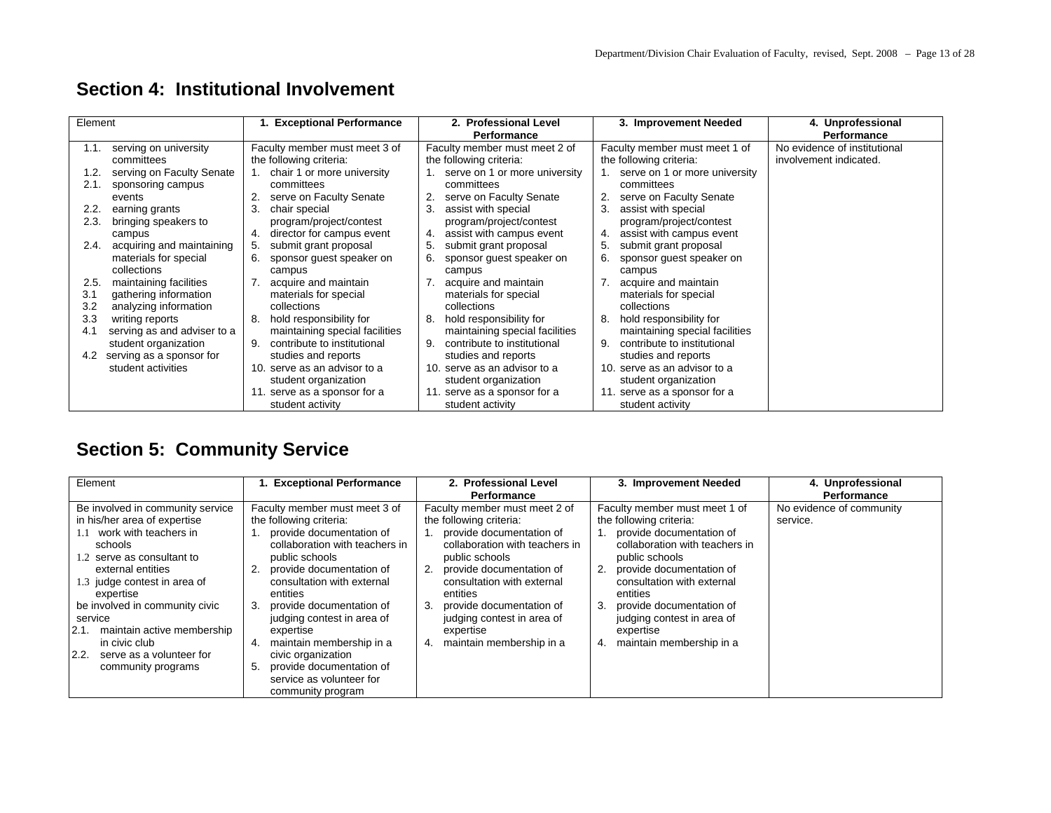## Section 4: Institutional Involvement

| Element | 1. Exceptional Performance | 2. Professional Level Performance | 3. Improvement Needed | 4. Unprofessional Performance |
|---|---|---|---|---|
| 1.1. serving on university committees<br>1.2. serving on Faculty Senate<br>2.1. sponsoring campus events<br>2.2. earning grants<br>2.3. bringing speakers to campus<br>2.4. acquiring and maintaining materials for special collections<br>2.5. maintaining facilities<br>3.1 gathering information<br>3.2 analyzing information<br>3.3 writing reports<br>4.1 serving as and adviser to a student organization<br>4.2 serving as a sponsor for student activities | Faculty member must meet 3 of the following criteria:<br>1. chair 1 or more university committees<br>2. serve on Faculty Senate<br>3. chair special program/project/contest<br>4. director for campus event<br>5. submit grant proposal<br>6. sponsor guest speaker on campus<br>7. acquire and maintain materials for special collections<br>8. hold responsibility for maintaining special facilities<br>9. contribute to institutional studies and reports<br>10. serve as an advisor to a student organization<br>11. serve as a sponsor for a student activity | Faculty member must meet 2 of the following criteria:<br>1. serve on 1 or more university committees<br>2. serve on Faculty Senate<br>3. assist with special program/project/contest<br>4. assist with campus event<br>5. submit grant proposal<br>6. sponsor guest speaker on campus<br>7. acquire and maintain materials for special collections<br>8. hold responsibility for maintaining special facilities<br>9. contribute to institutional studies and reports<br>10. serve as an advisor to a student organization<br>11. serve as a sponsor for a student activity | Faculty member must meet 1 of the following criteria:<br>1. serve on 1 or more university committees<br>2. serve on Faculty Senate<br>3. assist with special program/project/contest<br>4. assist with campus event<br>5. submit grant proposal<br>6. sponsor guest speaker on campus<br>7. acquire and maintain materials for special collections<br>8. hold responsibility for maintaining special facilities<br>9. contribute to institutional studies and reports<br>10. serve as an advisor to a student organization<br>11. serve as a sponsor for a student activity | No evidence of institutional involvement indicated. |

## Section 5: Community Service

| Element | 1. Exceptional Performance | 2. Professional Level Performance | 3. Improvement Needed | 4. Unprofessional Performance |
|---|---|---|---|---|
| Be involved in community service in his/her area of expertise<br>1.1 work with teachers in schools<br>1.2 serve as consultant to external entities<br>1.3 judge contest in area of expertise<br>be involved in community civic service<br>2.1. maintain active membership in civic club<br>2.2. serve as a volunteer for community programs | Faculty member must meet 3 of the following criteria:<br>1. provide documentation of collaboration with teachers in public schools<br>2. provide documentation of consultation with external entities<br>3. provide documentation of judging contest in area of expertise<br>4. maintain membership in a civic organization<br>5. provide documentation of service as volunteer for community program | Faculty member must meet 2 of the following criteria:<br>1. provide documentation of collaboration with teachers in public schools<br>2. provide documentation of consultation with external entities<br>3. provide documentation of judging contest in area of expertise<br>4. maintain membership in a | Faculty member must meet 1 of the following criteria:<br>1. provide documentation of collaboration with teachers in public schools<br>2. provide documentation of consultation with external entities<br>3. provide documentation of judging contest in area of expertise<br>4. maintain membership in a | No evidence of community service. |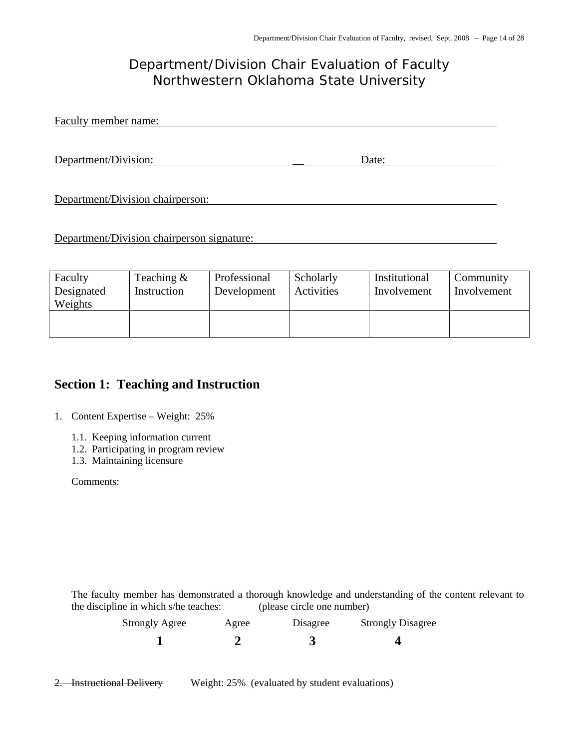# Department/Division Chair Evaluation of Faculty
# Northwestern Oklahoma State University

Faculty member name: \_\_\_\_\_\_\_\_\_\_\_\_\_\_\_\_\_\_\_\_\_\_\_\_\_\_\_\_\_\_\_\_\_\_\_\_\_\_\_\_

Department/Division: \_\_\_\_\_\_\_\_\_\_\_\_\_\_\_\_\_\_\_\_\_\_\_\_\_ Date: \_\_\_\_\_\_\_\_\_\_\_\_\_\_\_\_

Department/Division chairperson: \_\_\_\_\_\_\_\_\_\_\_\_\_\_\_\_\_\_\_\_\_\_\_\_\_\_\_\_\_\_\_\_\_\_\_\_

Department/Division chairperson signature: \_\_\_\_\_\_\_\_\_\_\_\_\_\_\_\_\_\_\_\_\_\_\_\_\_\_\_\_\_\_

| Faculty Designated Weights | Teaching & Instruction | Professional Development | Scholarly Activities | Institutional Involvement | Community Involvement |
|---|---|---|---|---|---|
| | | | | | |

## Section 1: Teaching and Instruction

1. Content Expertise – Weight: 25%

   1.1. Keeping information current
   1.2. Participating in program review
   1.3. Maintaining licensure

   Comments:

   The faculty member has demonstrated a thorough knowledge and understanding of the content relevant to the discipline in which s/he teaches: (please circle one number)

   | Strongly Agree | Agree | Disagree | Strongly Disagree |
   |---|---|---|---|
   | **1** | **2** | **3** | **4** |

2. ~~Instructional Delivery~~ Weight: 25% (evaluated by student evaluations)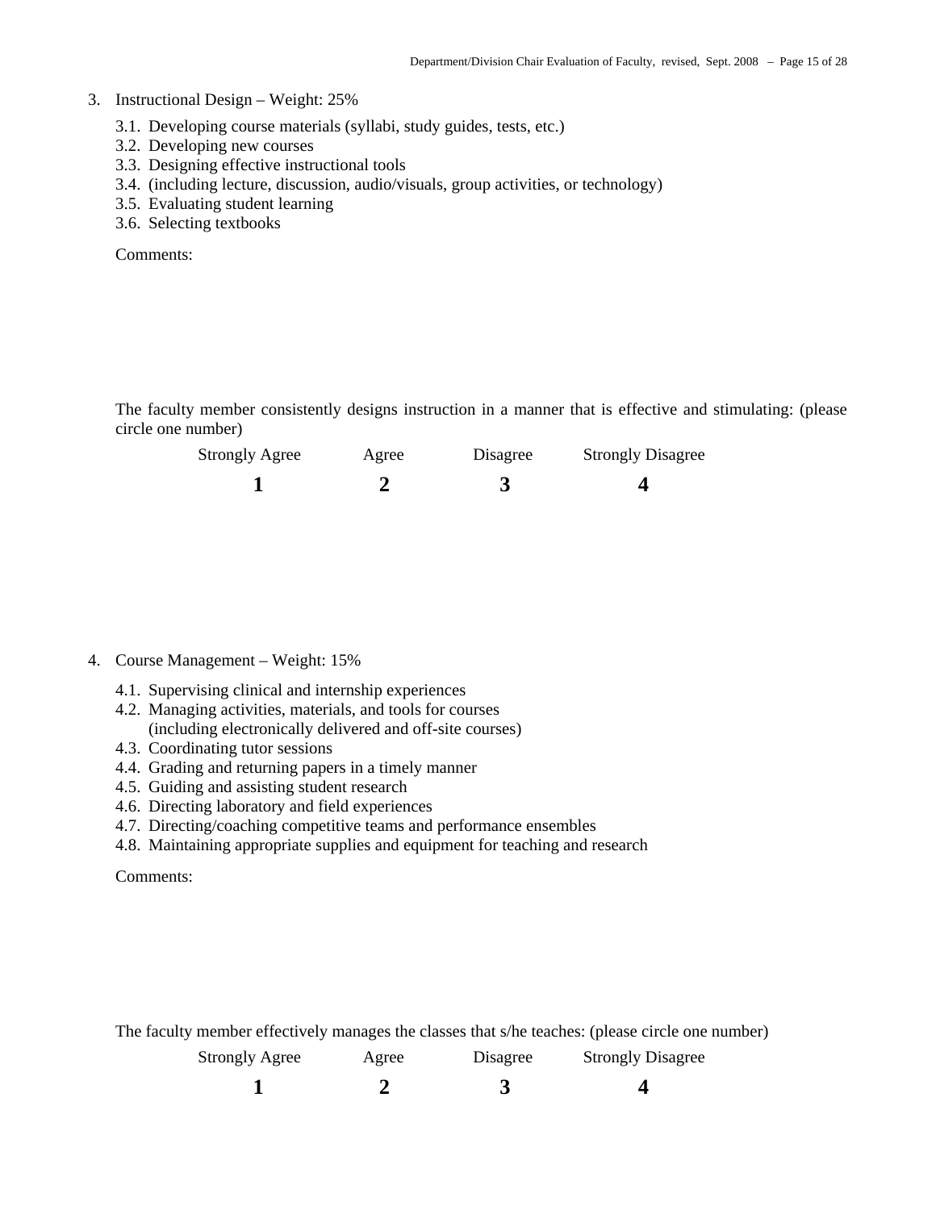3. Instructional Design – Weight: 25%

   3.1. Developing course materials (syllabi, study guides, tests, etc.)
   3.2. Developing new courses
   3.3. Designing effective instructional tools
   3.4. (including lecture, discussion, audio/visuals, group activities, or technology)
   3.5. Evaluating student learning
   3.6. Selecting textbooks

   Comments:

   The faculty member consistently designs instruction in a manner that is effective and stimulating: (please circle one number)

   | Strongly Agree | Agree | Disagree | Strongly Disagree |
   |---|---|---|---|
   | **1** | **2** | **3** | **4** |

4. Course Management – Weight: 15%

   4.1. Supervising clinical and internship experiences
   4.2. Managing activities, materials, and tools for courses (including electronically delivered and off-site courses)
   4.3. Coordinating tutor sessions
   4.4. Grading and returning papers in a timely manner
   4.5. Guiding and assisting student research
   4.6. Directing laboratory and field experiences
   4.7. Directing/coaching competitive teams and performance ensembles
   4.8. Maintaining appropriate supplies and equipment for teaching and research

   Comments:

   The faculty member effectively manages the classes that s/he teaches: (please circle one number)

   | Strongly Agree | Agree | Disagree | Strongly Disagree |
   |---|---|---|---|
   | **1** | **2** | **3** | **4** |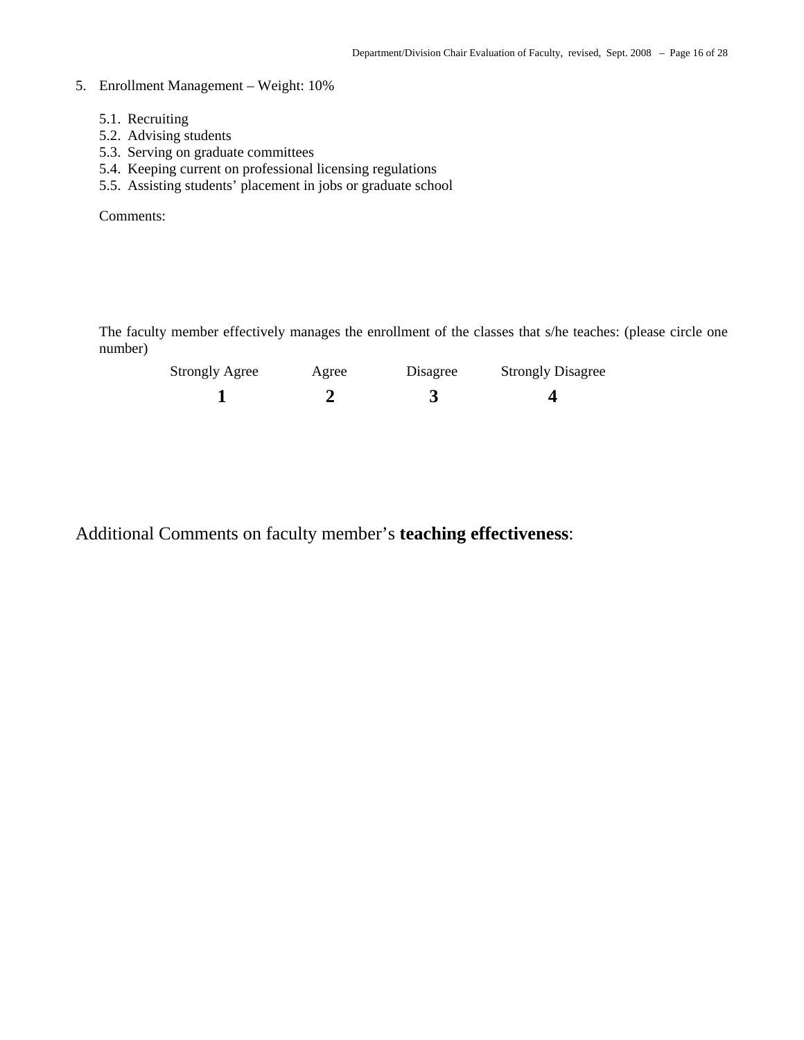5. Enrollment Management – Weight: 10%

   5.1. Recruiting
   5.2. Advising students
   5.3. Serving on graduate committees
   5.4. Keeping current on professional licensing regulations
   5.5. Assisting students' placement in jobs or graduate school

   Comments:

   The faculty member effectively manages the enrollment of the classes that s/he teaches: (please circle one number)

| Strongly Agree | Agree | Disagree | Strongly Disagree |
|---|---|---|---|
| **1** | **2** | **3** | **4** |

Additional Comments on faculty member's **teaching effectiveness**: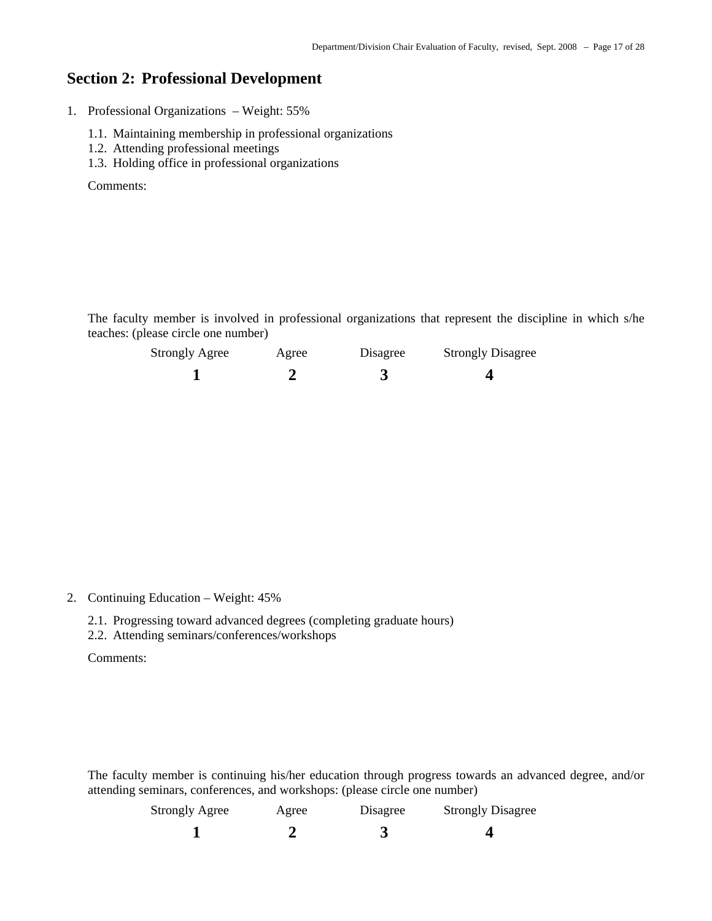## Section 2: Professional Development

1. Professional Organizations – Weight: 55%

   1.1. Maintaining membership in professional organizations
   1.2. Attending professional meetings
   1.3. Holding office in professional organizations

   Comments:

   The faculty member is involved in professional organizations that represent the discipline in which s/he teaches: (please circle one number)

   | Strongly Agree | Agree | Disagree | Strongly Disagree |
   |---|---|---|---|
   | **1** | **2** | **3** | **4** |

2. Continuing Education – Weight: 45%

   2.1. Progressing toward advanced degrees (completing graduate hours)
   2.2. Attending seminars/conferences/workshops

   Comments:

   The faculty member is continuing his/her education through progress towards an advanced degree, and/or attending seminars, conferences, and workshops: (please circle one number)

   | Strongly Agree | Agree | Disagree | Strongly Disagree |
   |---|---|---|---|
   | **1** | **2** | **3** | **4** |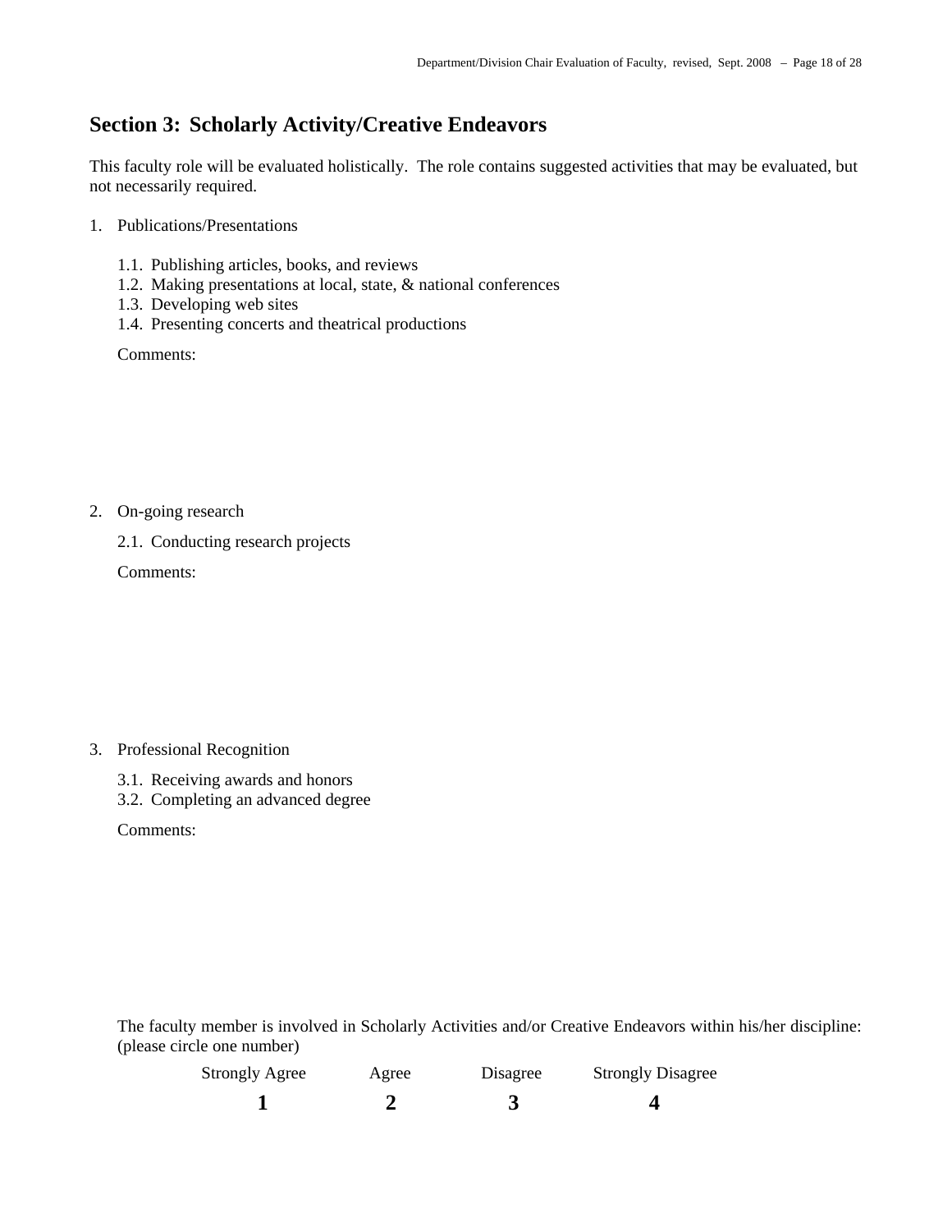## Section 3: Scholarly Activity/Creative Endeavors

This faculty role will be evaluated holistically. The role contains suggested activities that may be evaluated, but not necessarily required.

1. Publications/Presentations

   1.1. Publishing articles, books, and reviews
   1.2. Making presentations at local, state, & national conferences
   1.3. Developing web sites
   1.4. Presenting concerts and theatrical productions

   Comments:

2. On-going research

   2.1. Conducting research projects

   Comments:

3. Professional Recognition

   3.1. Receiving awards and honors
   3.2. Completing an advanced degree

   Comments:

The faculty member is involved in Scholarly Activities and/or Creative Endeavors within his/her discipline: (please circle one number)

| Strongly Agree | Agree | Disagree | Strongly Disagree |
|---|---|---|---|
| **1** | **2** | **3** | **4** |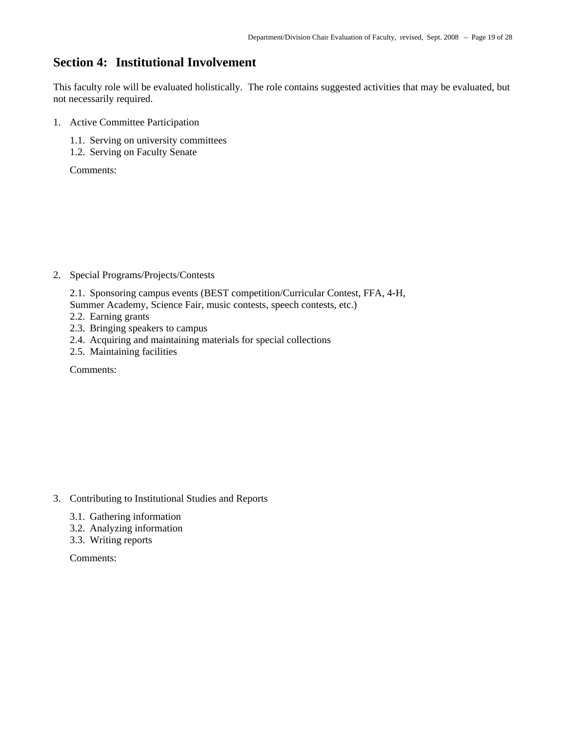## Section 4: Institutional Involvement

This faculty role will be evaluated holistically. The role contains suggested activities that may be evaluated, but not necessarily required.

1. Active Committee Participation

   1.1. Serving on university committees
   1.2. Serving on Faculty Senate

   Comments:

2. Special Programs/Projects/Contests

   2.1. Sponsoring campus events (BEST competition/Curricular Contest, FFA, 4-H, Summer Academy, Science Fair, music contests, speech contests, etc.)
   2.2. Earning grants
   2.3. Bringing speakers to campus
   2.4. Acquiring and maintaining materials for special collections
   2.5. Maintaining facilities

   Comments:

3. Contributing to Institutional Studies and Reports

   3.1. Gathering information
   3.2. Analyzing information
   3.3. Writing reports

   Comments: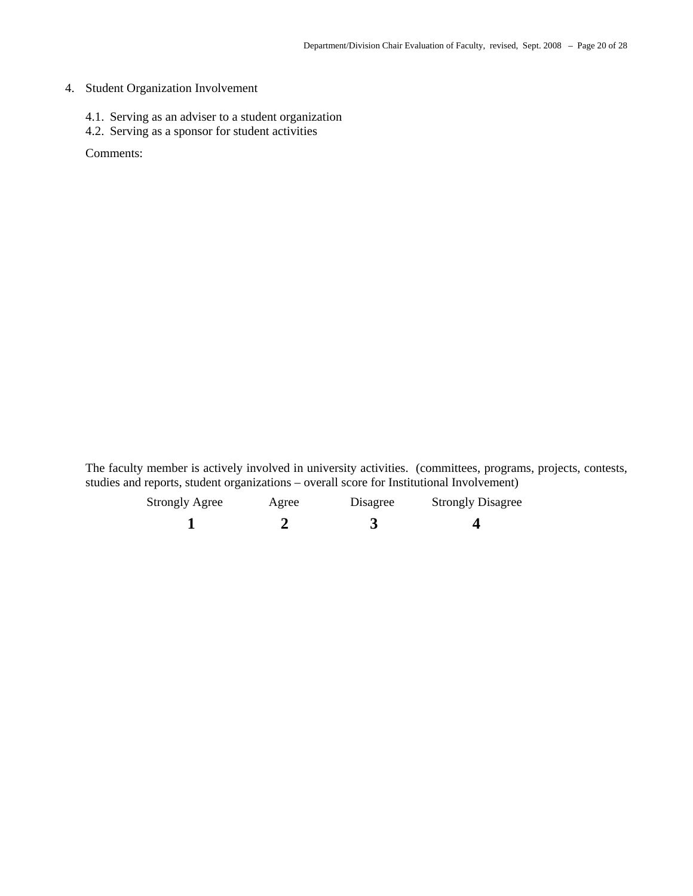4. Student Organization Involvement

   4.1. Serving as an adviser to a student organization
   4.2. Serving as a sponsor for student activities

   Comments:

The faculty member is actively involved in university activities. (committees, programs, projects, contests, studies and reports, student organizations – overall score for Institutional Involvement)

| Strongly Agree | Agree | Disagree | Strongly Disagree |
|---|---|---|---|
| **1** | **2** | **3** | **4** |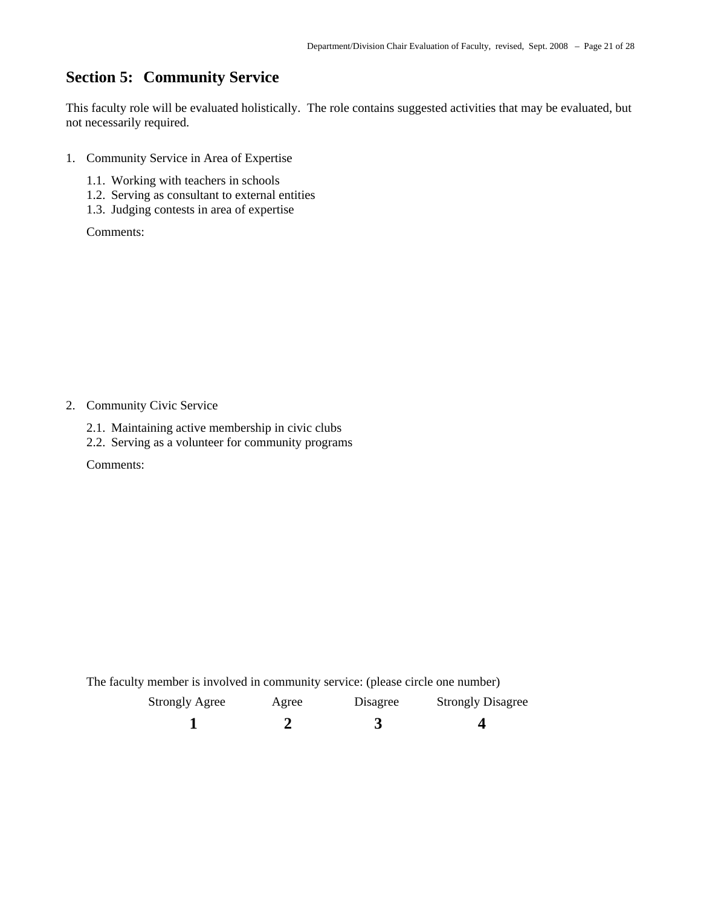## Section 5: Community Service

This faculty role will be evaluated holistically. The role contains suggested activities that may be evaluated, but not necessarily required.

1. Community Service in Area of Expertise

   1.1. Working with teachers in schools
   1.2. Serving as consultant to external entities
   1.3. Judging contests in area of expertise

   Comments:

2. Community Civic Service

   2.1. Maintaining active membership in civic clubs
   2.2. Serving as a volunteer for community programs

   Comments:

The faculty member is involved in community service: (please circle one number)

| Strongly Agree | Agree | Disagree | Strongly Disagree |
|---|---|---|---|
| **1** | **2** | **3** | **4** |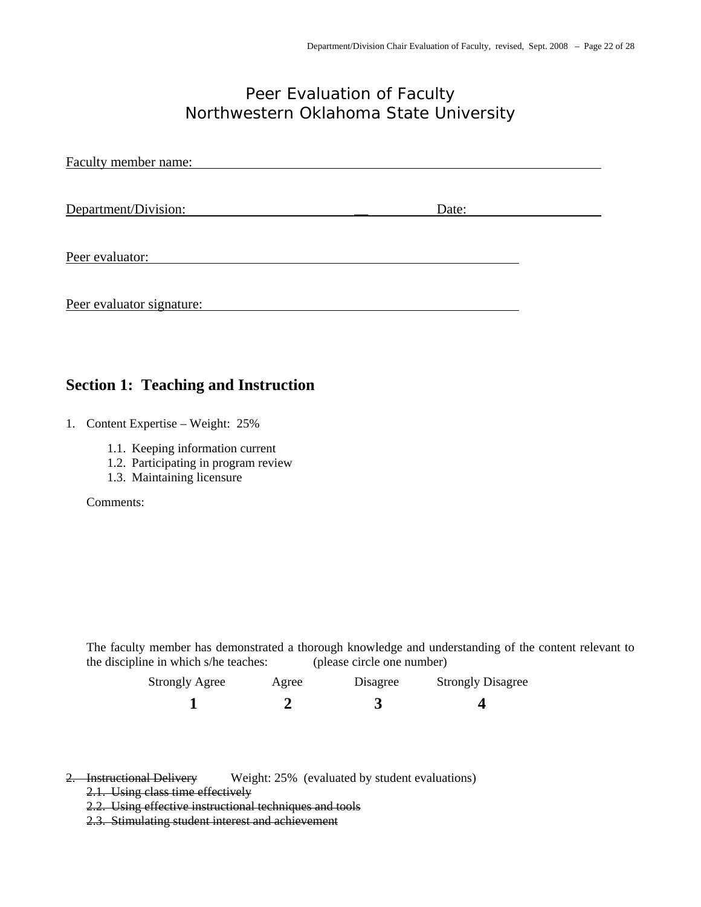# Peer Evaluation of Faculty
# Northwestern Oklahoma State University

Faculty member name: ____________________________________________

Department/Division: ______________________ Date: ______________

Peer evaluator: ________________________________________

Peer evaluator signature: ________________________________

## Section 1: Teaching and Instruction

1. Content Expertise – Weight: 25%

    1.1. Keeping information current
    1.2. Participating in program review
    1.3. Maintaining licensure

    Comments:

    The faculty member has demonstrated a thorough knowledge and understanding of the content relevant to the discipline in which s/he teaches: (please circle one number)

| Strongly Agree | Agree | Disagree | Strongly Disagree |
|---|---|---|---|
| **1** | **2** | **3** | **4** |

2. ~~Instructional Delivery~~ Weight: 25% (evaluated by student evaluations)
    ~~2.1. Using class time effectively~~
    ~~2.2. Using effective instructional techniques and tools~~
    ~~2.3. Stimulating student interest and achievement~~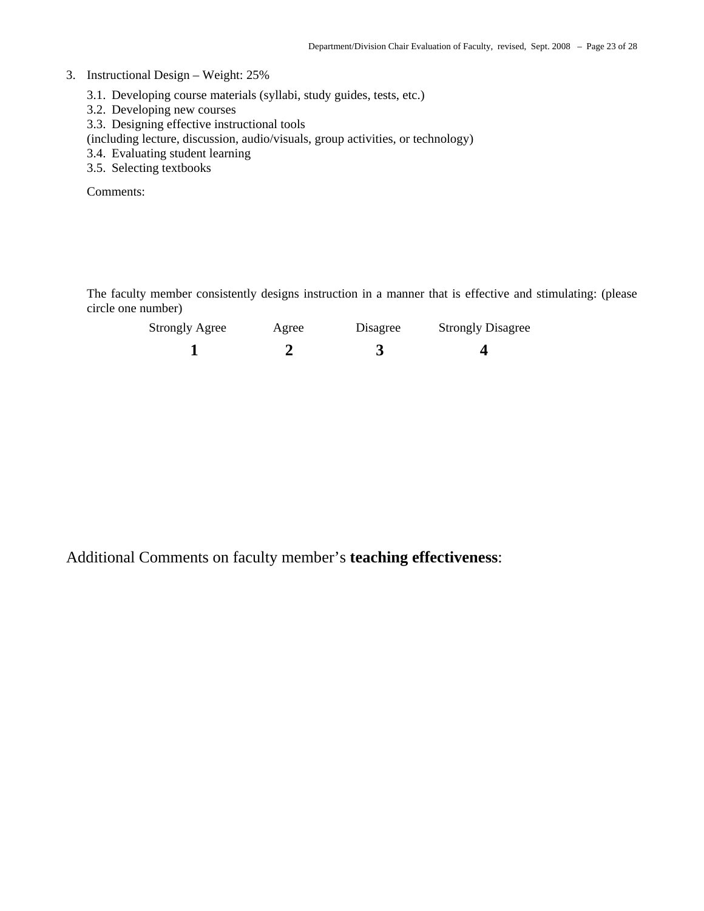3. Instructional Design – Weight: 25%

   3.1. Developing course materials (syllabi, study guides, tests, etc.)
   3.2. Developing new courses
   3.3. Designing effective instructional tools
   (including lecture, discussion, audio/visuals, group activities, or technology)
   3.4. Evaluating student learning
   3.5. Selecting textbooks

   Comments:

   The faculty member consistently designs instruction in a manner that is effective and stimulating: (please circle one number)

| Strongly Agree | Agree | Disagree | Strongly Disagree |
|---|---|---|---|
| **1** | **2** | **3** | **4** |

Additional Comments on faculty member's **teaching effectiveness**: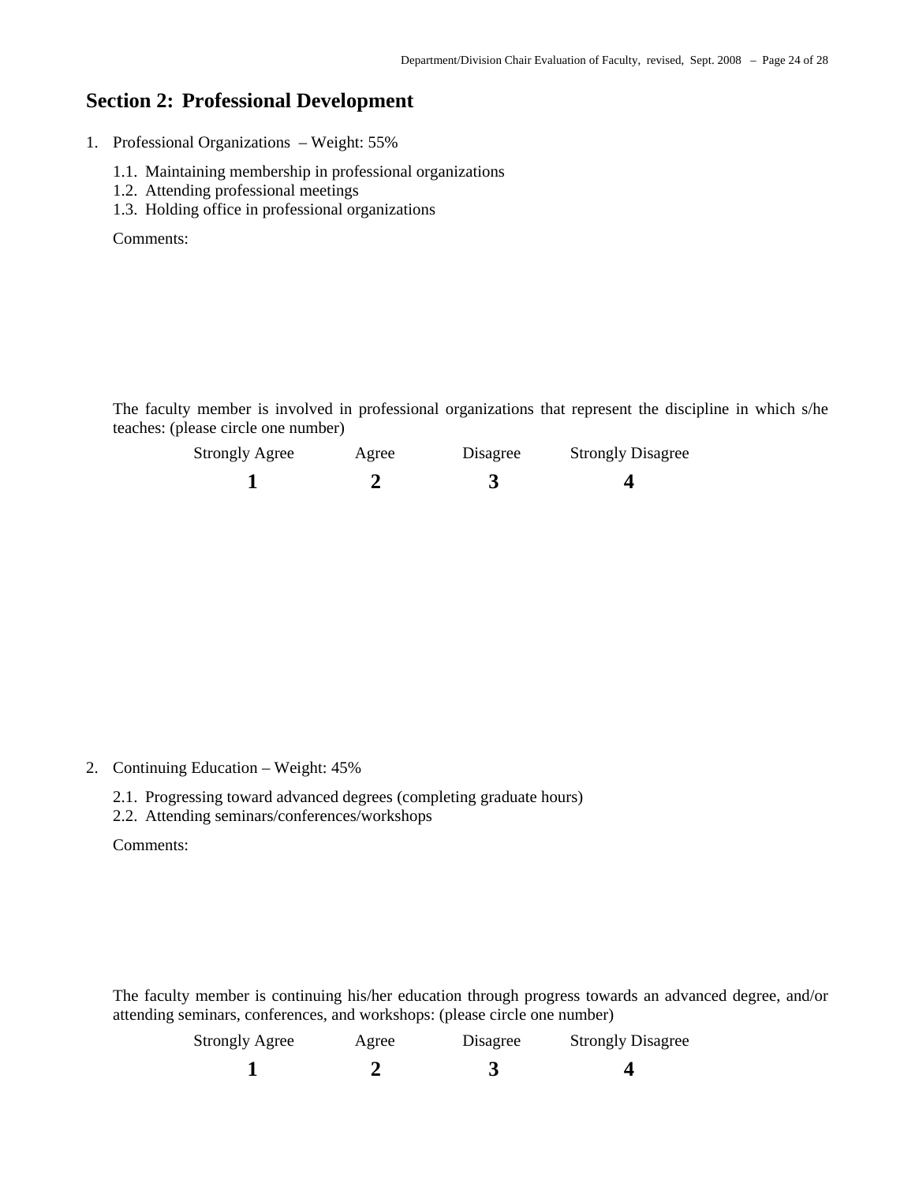## Section 2: Professional Development

1. Professional Organizations – Weight: 55%

   1.1. Maintaining membership in professional organizations
   1.2. Attending professional meetings
   1.3. Holding office in professional organizations

   Comments:

   The faculty member is involved in professional organizations that represent the discipline in which s/he teaches: (please circle one number)

   | Strongly Agree | Agree | Disagree | Strongly Disagree |
   |---|---|---|---|
   | **1** | **2** | **3** | **4** |

2. Continuing Education – Weight: 45%

   2.1. Progressing toward advanced degrees (completing graduate hours)
   2.2. Attending seminars/conferences/workshops

   Comments:

   The faculty member is continuing his/her education through progress towards an advanced degree, and/or attending seminars, conferences, and workshops: (please circle one number)

   | Strongly Agree | Agree | Disagree | Strongly Disagree |
   |---|---|---|---|
   | **1** | **2** | **3** | **4** |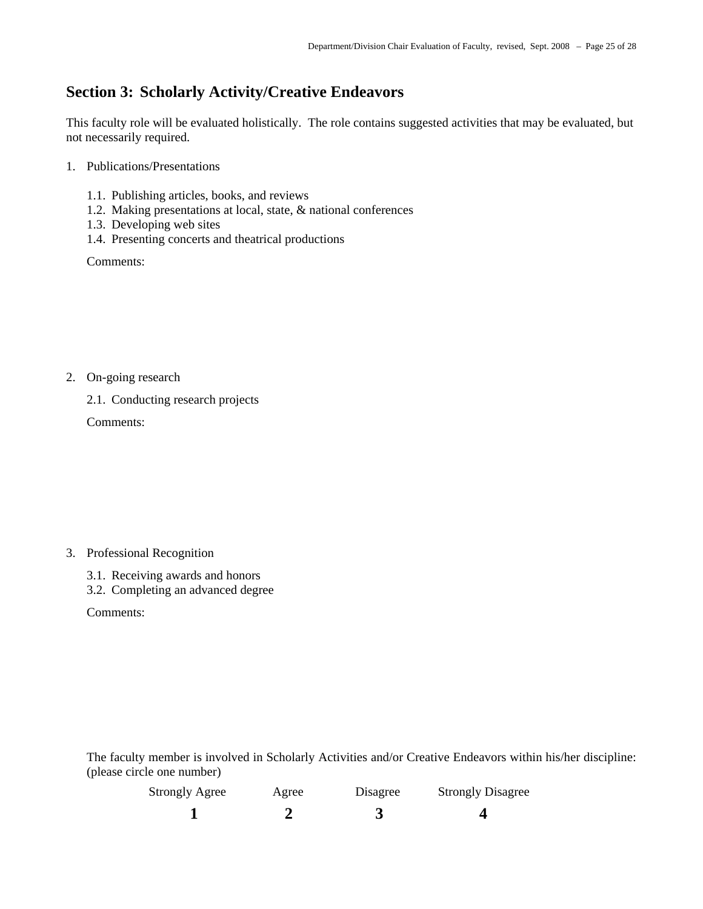## Section 3: Scholarly Activity/Creative Endeavors

This faculty role will be evaluated holistically. The role contains suggested activities that may be evaluated, but not necessarily required.

1. Publications/Presentations

   1.1. Publishing articles, books, and reviews
   1.2. Making presentations at local, state, & national conferences
   1.3. Developing web sites
   1.4. Presenting concerts and theatrical productions

   Comments:

2. On-going research

   2.1. Conducting research projects

   Comments:

3. Professional Recognition

   3.1. Receiving awards and honors
   3.2. Completing an advanced degree

   Comments:

The faculty member is involved in Scholarly Activities and/or Creative Endeavors within his/her discipline: (please circle one number)

| Strongly Agree | Agree | Disagree | Strongly Disagree |
|---|---|---|---|
| **1** | **2** | **3** | **4** |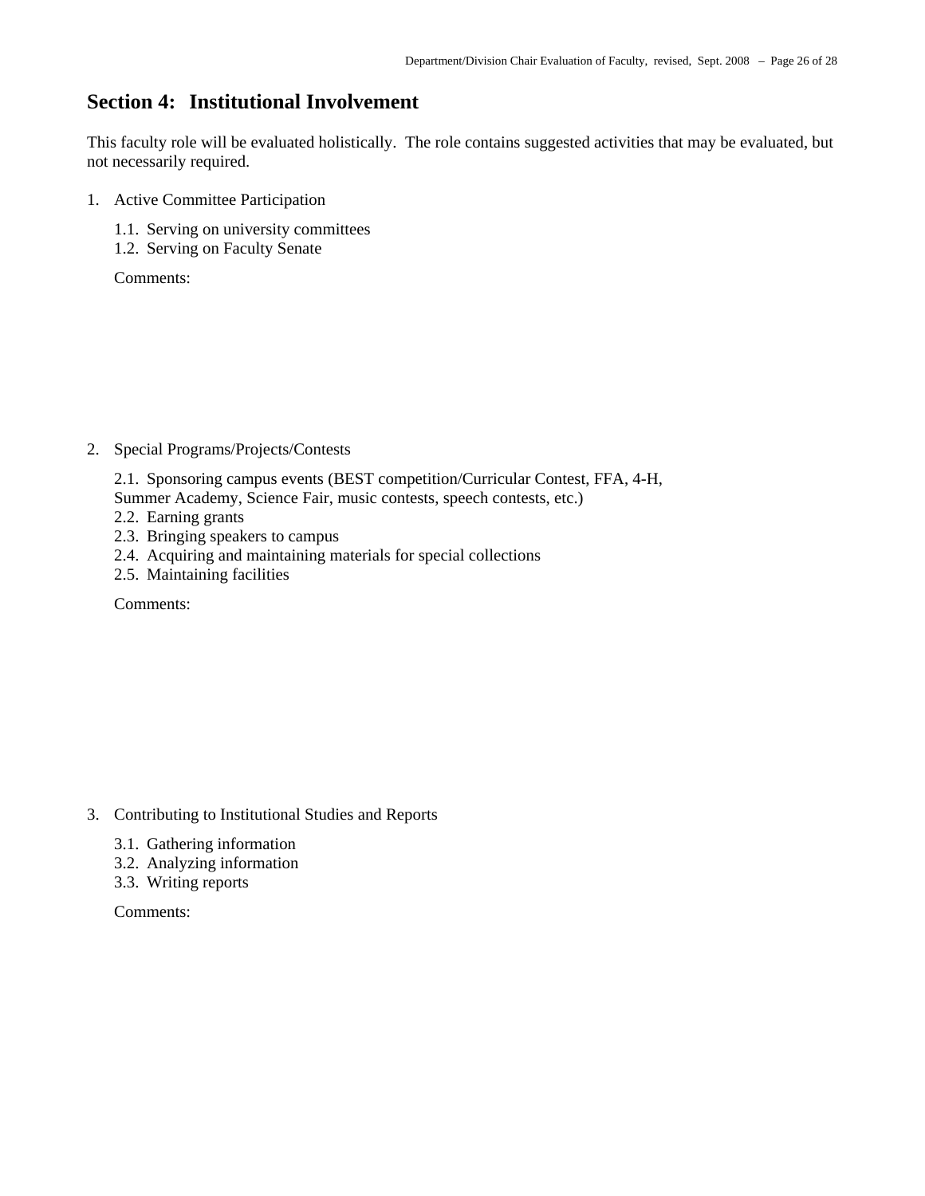## Section 4: Institutional Involvement

This faculty role will be evaluated holistically. The role contains suggested activities that may be evaluated, but not necessarily required.

1. Active Committee Participation

   1.1. Serving on university committees
   1.2. Serving on Faculty Senate

   Comments:

2. Special Programs/Projects/Contests

   2.1. Sponsoring campus events (BEST competition/Curricular Contest, FFA, 4-H, Summer Academy, Science Fair, music contests, speech contests, etc.)
   2.2. Earning grants
   2.3. Bringing speakers to campus
   2.4. Acquiring and maintaining materials for special collections
   2.5. Maintaining facilities

   Comments:

3. Contributing to Institutional Studies and Reports

   3.1. Gathering information
   3.2. Analyzing information
   3.3. Writing reports

   Comments: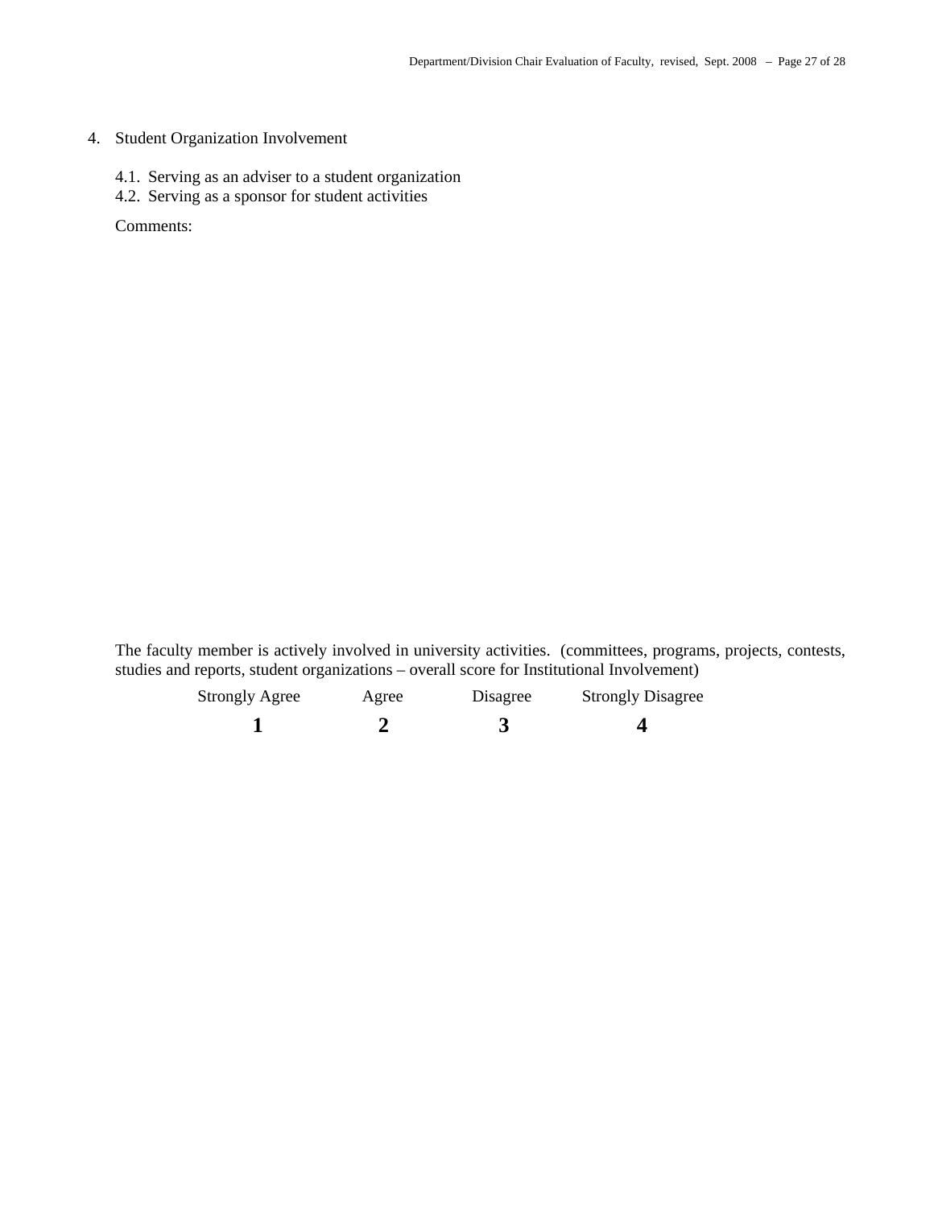4. Student Organization Involvement

   4.1. Serving as an adviser to a student organization
   4.2. Serving as a sponsor for student activities

   Comments:

The faculty member is actively involved in university activities. (committees, programs, projects, contests, studies and reports, student organizations – overall score for Institutional Involvement)

| Strongly Agree | Agree | Disagree | Strongly Disagree |
|---|---|---|---|
| **1** | **2** | **3** | **4** |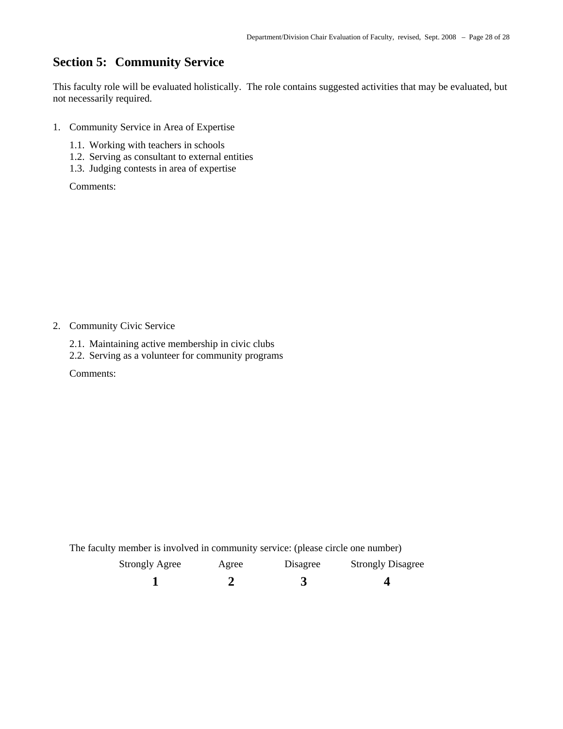## Section 5: Community Service

This faculty role will be evaluated holistically. The role contains suggested activities that may be evaluated, but not necessarily required.

1. Community Service in Area of Expertise

   1.1. Working with teachers in schools
   1.2. Serving as consultant to external entities
   1.3. Judging contests in area of expertise

   Comments:

2. Community Civic Service

   2.1. Maintaining active membership in civic clubs
   2.2. Serving as a volunteer for community programs

   Comments:

The faculty member is involved in community service: (please circle one number)

| Strongly Agree | Agree | Disagree | Strongly Disagree |
|---|---|---|---|
| **1** | **2** | **3** | **4** |